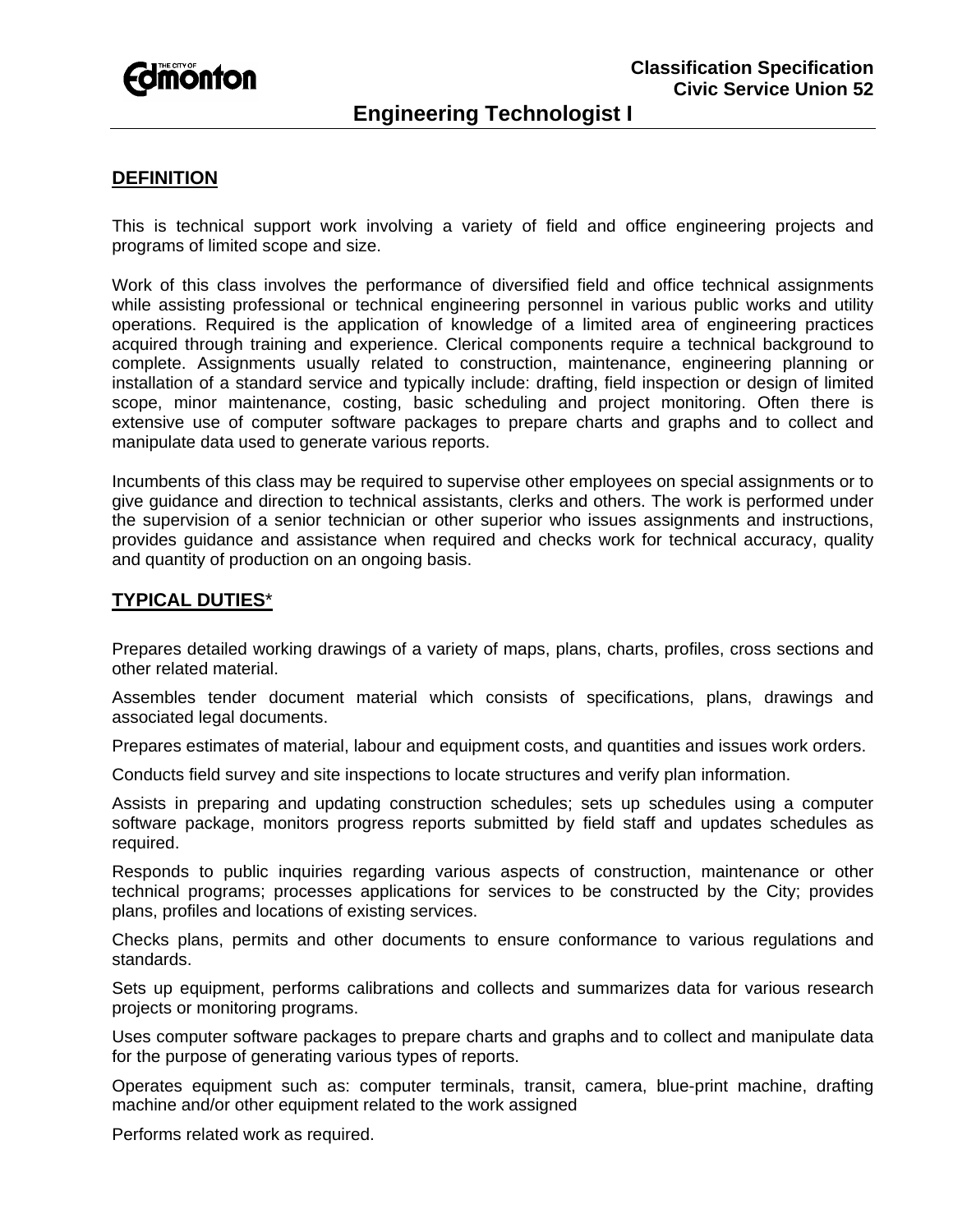**Classification Specification**
**Civic Service Union 52**

# Engineering Technologist I

## DEFINITION

This is technical support work involving a variety of field and office engineering projects and programs of limited scope and size.

Work of this class involves the performance of diversified field and office technical assignments while assisting professional or technical engineering personnel in various public works and utility operations. Required is the application of knowledge of a limited area of engineering practices acquired through training and experience. Clerical components require a technical background to complete. Assignments usually related to construction, maintenance, engineering planning or installation of a standard service and typically include: drafting, field inspection or design of limited scope, minor maintenance, costing, basic scheduling and project monitoring. Often there is extensive use of computer software packages to prepare charts and graphs and to collect and manipulate data used to generate various reports.

Incumbents of this class may be required to supervise other employees on special assignments or to give guidance and direction to technical assistants, clerks and others. The work is performed under the supervision of a senior technician or other superior who issues assignments and instructions, provides guidance and assistance when required and checks work for technical accuracy, quality and quantity of production on an ongoing basis.

## TYPICAL DUTIES*

Prepares detailed working drawings of a variety of maps, plans, charts, profiles, cross sections and other related material.

Assembles tender document material which consists of specifications, plans, drawings and associated legal documents.

Prepares estimates of material, labour and equipment costs, and quantities and issues work orders.

Conducts field survey and site inspections to locate structures and verify plan information.

Assists in preparing and updating construction schedules; sets up schedules using a computer software package, monitors progress reports submitted by field staff and updates schedules as required.

Responds to public inquiries regarding various aspects of construction, maintenance or other technical programs; processes applications for services to be constructed by the City; provides plans, profiles and locations of existing services.

Checks plans, permits and other documents to ensure conformance to various regulations and standards.

Sets up equipment, performs calibrations and collects and summarizes data for various research projects or monitoring programs.

Uses computer software packages to prepare charts and graphs and to collect and manipulate data for the purpose of generating various types of reports.

Operates equipment such as: computer terminals, transit, camera, blue-print machine, drafting machine and/or other equipment related to the work assigned

Performs related work as required.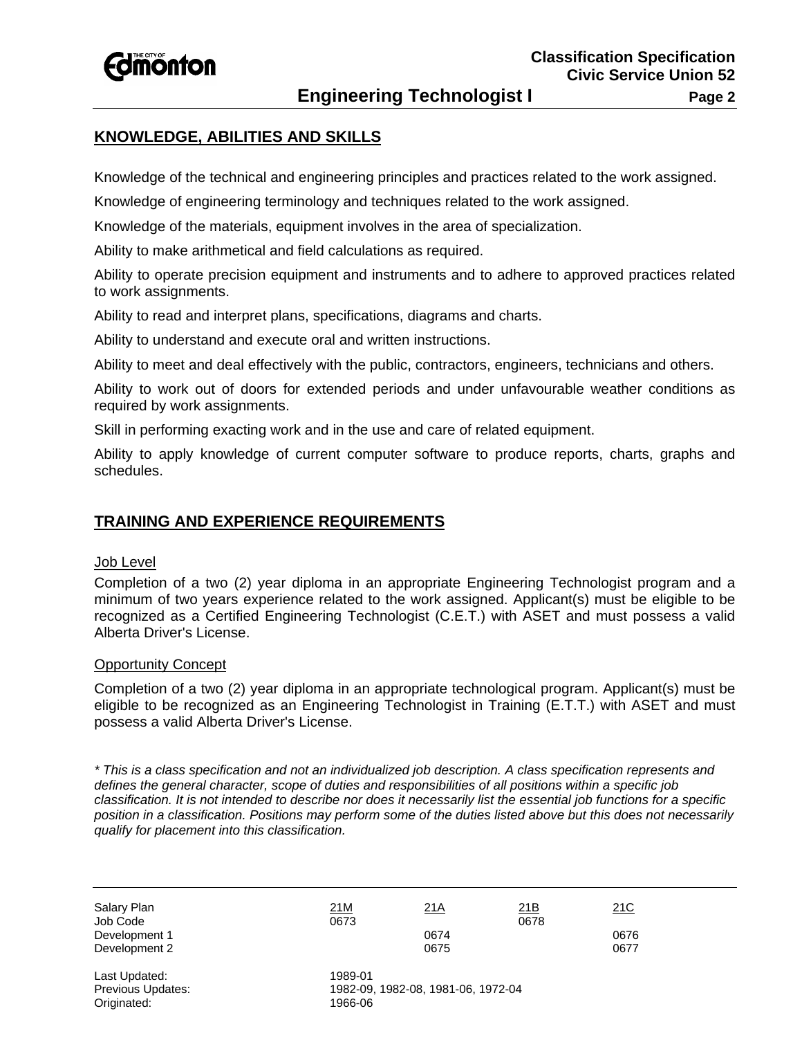## KNOWLEDGE, ABILITIES AND SKILLS

Knowledge of the technical and engineering principles and practices related to the work assigned.

Knowledge of engineering terminology and techniques related to the work assigned.

Knowledge of the materials, equipment involves in the area of specialization.

Ability to make arithmetical and field calculations as required.

Ability to operate precision equipment and instruments and to adhere to approved practices related to work assignments.

Ability to read and interpret plans, specifications, diagrams and charts.

Ability to understand and execute oral and written instructions.

Ability to meet and deal effectively with the public, contractors, engineers, technicians and others.

Ability to work out of doors for extended periods and under unfavourable weather conditions as required by work assignments.

Skill in performing exacting work and in the use and care of related equipment.

Ability to apply knowledge of current computer software to produce reports, charts, graphs and schedules.

## TRAINING AND EXPERIENCE REQUIREMENTS

### Job Level

Completion of a two (2) year diploma in an appropriate Engineering Technologist program and a minimum of two years experience related to the work assigned. Applicant(s) must be eligible to be recognized as a Certified Engineering Technologist (C.E.T.) with ASET and must possess a valid Alberta Driver's License.

### Opportunity Concept

Completion of a two (2) year diploma in an appropriate technological program. Applicant(s) must be eligible to be recognized as an Engineering Technologist in Training (E.T.T.) with ASET and must possess a valid Alberta Driver's License.

*\* This is a class specification and not an individualized job description. A class specification represents and defines the general character, scope of duties and responsibilities of all positions within a specific job classification. It is not intended to describe nor does it necessarily list the essential job functions for a specific position in a classification. Positions may perform some of the duties listed above but this does not necessarily qualify for placement into this classification.*

| | | | | |
|---|---|---|---|---|
| Salary Plan | 21M | 21A | 21B | 21C |
| Job Code | 0673 | | 0678 | |
| Development 1 | | 0674 | | 0676 |
| Development 2 | | 0675 | | 0677 |

| | |
|---|---|
| Last Updated: | 1989-01 |
| Previous Updates: | 1982-09, 1982-08, 1981-06, 1972-04 |
| Originated: | 1966-06 |